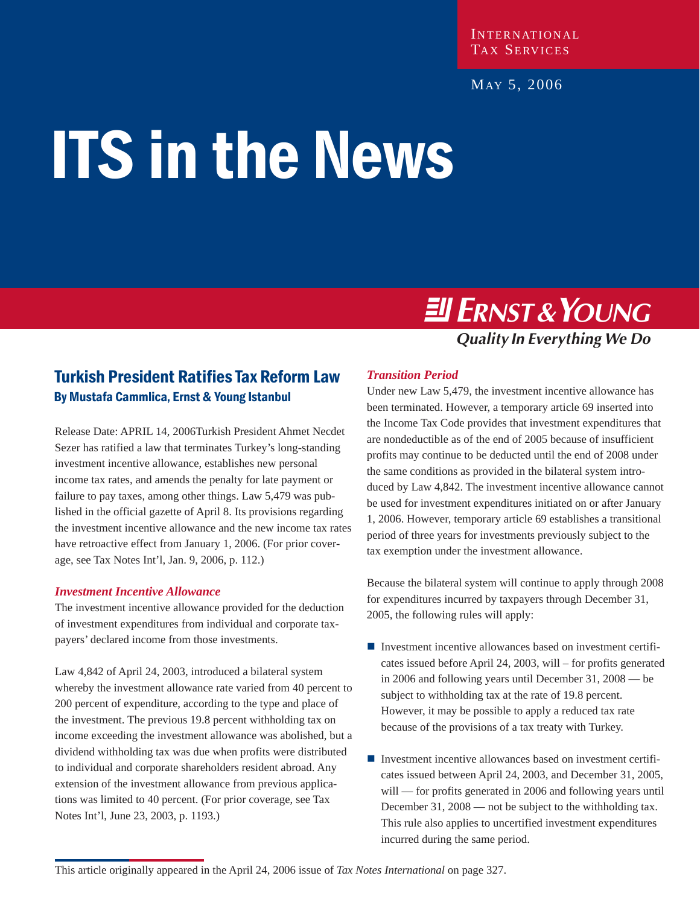International Tax Services

May 5, 2006

# ITS in the News

Ernst & Young

*Quality In Everything We Do*

## Turkish President Ratifies Tax Reform Law

### By Mustafa Cammlica, Ernst & Young Istanbul

Release Date: APRIL 14, 2006Turkish President Ahmet Necdet Sezer has ratified a law that terminates Turkey's long-standing investment incentive allowance, establishes new personal income tax rates, and amends the penalty for late payment or failure to pay taxes, among other things. Law 5,479 was published in the official gazette of April 8. Its provisions regarding the investment incentive allowance and the new income tax rates have retroactive effect from January 1, 2006. (For prior coverage, see Tax Notes Int'l, Jan. 9, 2006, p. 112.)

### *Investment Incentive Allowance*

The investment incentive allowance provided for the deduction of investment expenditures from individual and corporate taxpayers' declared income from those investments.

Law 4,842 of April 24, 2003, introduced a bilateral system whereby the investment allowance rate varied from 40 percent to 200 percent of expenditure, according to the type and place of the investment. The previous 19.8 percent withholding tax on income exceeding the investment allowance was abolished, but a dividend withholding tax was due when profits were distributed to individual and corporate shareholders resident abroad. Any extension of the investment allowance from previous applications was limited to 40 percent. (For prior coverage, see Tax Notes Int'l, June 23, 2003, p. 1193.)

### *Transition Period*

Under new Law 5,479, the investment incentive allowance has been terminated. However, a temporary article 69 inserted into the Income Tax Code provides that investment expenditures that are nondeductible as of the end of 2005 because of insufficient profits may continue to be deducted until the end of 2008 under the same conditions as provided in the bilateral system introduced by Law 4,842. The investment incentive allowance cannot be used for investment expenditures initiated on or after January 1, 2006. However, temporary article 69 establishes a transitional period of three years for investments previously subject to the tax exemption under the investment allowance.

Because the bilateral system will continue to apply through 2008 for expenditures incurred by taxpayers through December 31, 2005, the following rules will apply:

- Investment incentive allowances based on investment certificates issued before April 24, 2003, will – for profits generated in 2006 and following years until December 31, 2008 — be subject to withholding tax at the rate of 19.8 percent. However, it may be possible to apply a reduced tax rate because of the provisions of a tax treaty with Turkey.
- Investment incentive allowances based on investment certificates issued between April 24, 2003, and December 31, 2005, will — for profits generated in 2006 and following years until December 31, 2008 — not be subject to the withholding tax. This rule also applies to uncertified investment expenditures incurred during the same period.

This article originally appeared in the April 24, 2006 issue of *Tax Notes International* on page 327.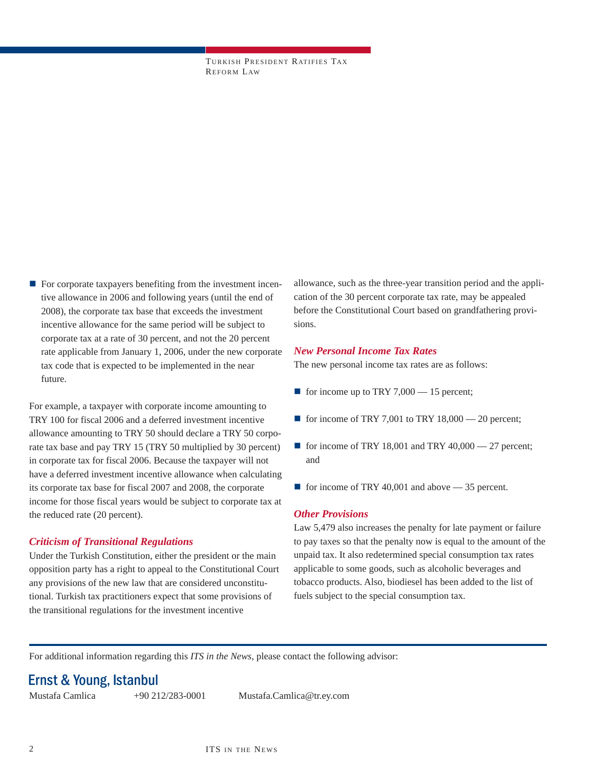- For corporate taxpayers benefiting from the investment incentive allowance in 2006 and following years (until the end of 2008), the corporate tax base that exceeds the investment incentive allowance for the same period will be subject to corporate tax at a rate of 30 percent, and not the 20 percent rate applicable from January 1, 2006, under the new corporate tax code that is expected to be implemented in the near future.

For example, a taxpayer with corporate income amounting to TRY 100 for fiscal 2006 and a deferred investment incentive allowance amounting to TRY 50 should declare a TRY 50 corporate tax base and pay TRY 15 (TRY 50 multiplied by 30 percent) in corporate tax for fiscal 2006. Because the taxpayer will not have a deferred investment incentive allowance when calculating its corporate tax base for fiscal 2007 and 2008, the corporate income for those fiscal years would be subject to corporate tax at the reduced rate (20 percent).

### *Criticism of Transitional Regulations*

Under the Turkish Constitution, either the president or the main opposition party has a right to appeal to the Constitutional Court any provisions of the new law that are considered unconstitutional. Turkish tax practitioners expect that some provisions of the transitional regulations for the investment incentive allowance, such as the three-year transition period and the application of the 30 percent corporate tax rate, may be appealed before the Constitutional Court based on grandfathering provisions.

### *New Personal Income Tax Rates*

The new personal income tax rates are as follows:

- for income up to TRY 7,000 — 15 percent;
- for income of TRY 7,001 to TRY 18,000 — 20 percent;
- for income of TRY 18,001 and TRY 40,000 — 27 percent; and
- for income of TRY 40,001 and above — 35 percent.

### *Other Provisions*

Law 5,479 also increases the penalty for late payment or failure to pay taxes so that the penalty now is equal to the amount of the unpaid tax. It also redetermined special consumption tax rates applicable to some goods, such as alcoholic beverages and tobacco products. Also, biodiesel has been added to the list of fuels subject to the special consumption tax.

---

For additional information regarding this *ITS in the News*, please contact the following advisor:

## Ernst & Young, Istanbul

Mustafa Camlica    +90 212/283-0001    Mustafa.Camlica@tr.ey.com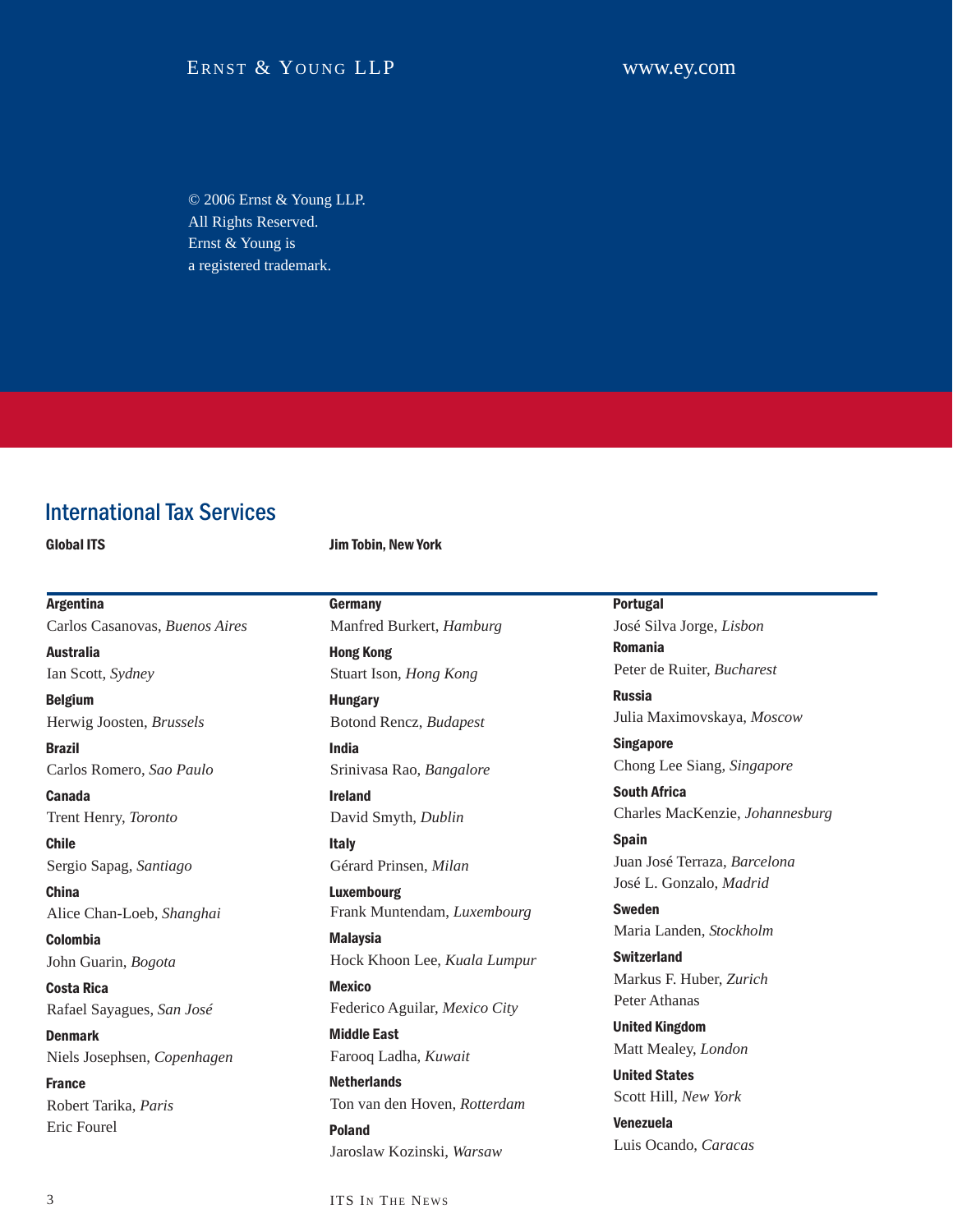ERNST & YOUNG LLP

www.ey.com

© 2006 Ernst & Young LLP.
All Rights Reserved.
Ernst & Young is
a registered trademark.

## International Tax Services

**Global ITS**

**Jim Tobin, New York**

**Argentina**
Carlos Casanovas, *Buenos Aires*

**Australia**
Ian Scott, *Sydney*

**Belgium**
Herwig Joosten, *Brussels*

**Brazil**
Carlos Romero, *Sao Paulo*

**Canada**
Trent Henry, *Toronto*

**Chile**
Sergio Sapag, *Santiago*

**China**
Alice Chan-Loeb, *Shanghai*

**Colombia**
John Guarin, *Bogota*

**Costa Rica**
Rafael Sayagues, *San José*

**Denmark**
Niels Josephsen, *Copenhagen*

**France**
Robert Tarika, *Paris*
Eric Fourel

**Germany**
Manfred Burkert, *Hamburg*

**Hong Kong**
Stuart Ison, *Hong Kong*

**Hungary**
Botond Rencz, *Budapest*

**India**
Srinivasa Rao, *Bangalore*

**Ireland**
David Smyth, *Dublin*

**Italy**
Gérard Prinsen, *Milan*

**Luxembourg**
Frank Muntendam, *Luxembourg*

**Malaysia**
Hock Khoon Lee, *Kuala Lumpur*

**Mexico**
Federico Aguilar, *Mexico City*

**Middle East**
Farooq Ladha, *Kuwait*

**Netherlands**
Ton van den Hoven, *Rotterdam*

**Poland**
Jaroslaw Kozinski, *Warsaw*

**Portugal**
José Silva Jorge, *Lisbon*

**Romania**
Peter de Ruiter, *Bucharest*

**Russia**
Julia Maximovskaya, *Moscow*

**Singapore**
Chong Lee Siang, *Singapore*

**South Africa**
Charles MacKenzie, *Johannesburg*

**Spain**
Juan José Terraza, *Barcelona*
José L. Gonzalo, *Madrid*

**Sweden**
Maria Landen, *Stockholm*

**Switzerland**
Markus F. Huber, *Zurich*
Peter Athanas

**United Kingdom**
Matt Mealey, *London*

**United States**
Scott Hill, *New York*

**Venezuela**
Luis Ocando, *Caracas*